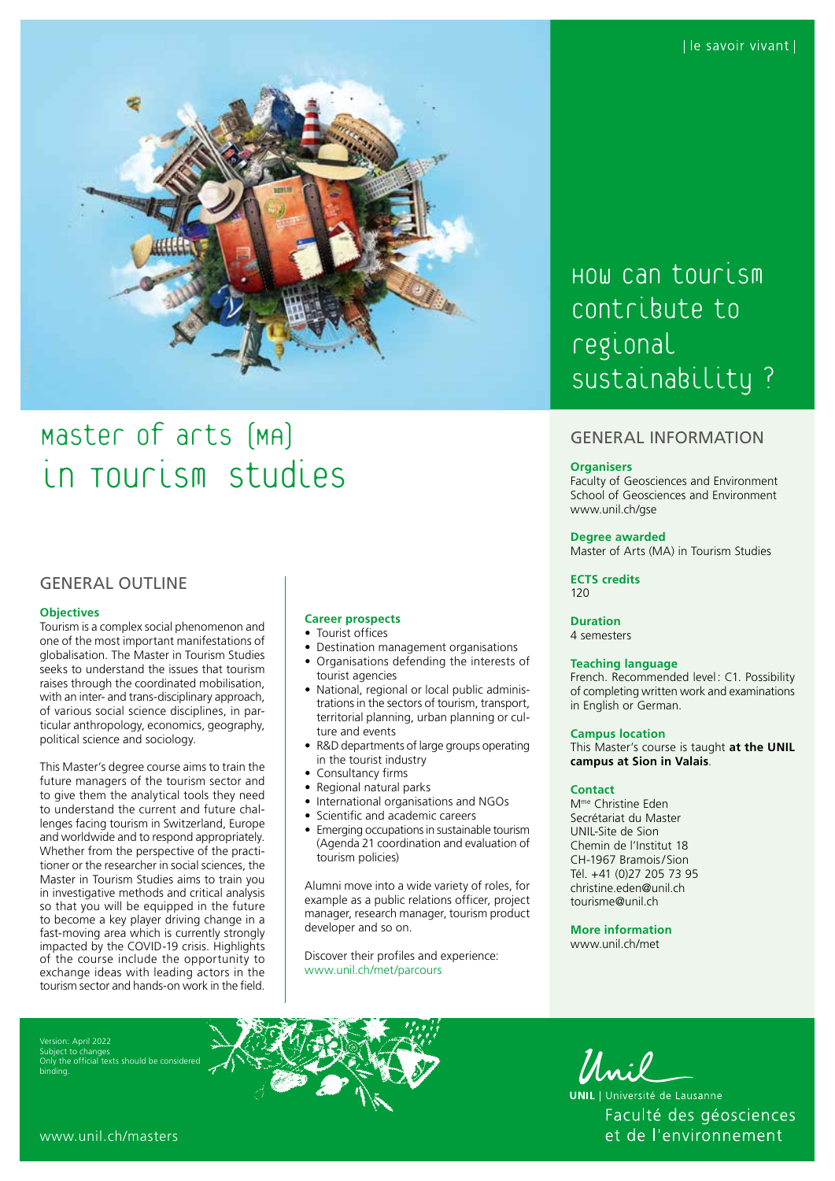| le savoir vivant |

# Master of arts (MA) in Tourism studies

## How can tourism contribute to regional sustainability ?

## GENERAL OUTLINE

### Objectives

Tourism is a complex social phenomenon and one of the most important manifestations of globalisation. The Master in Tourism Studies seeks to understand the issues that tourism raises through the coordinated mobilisation, with an inter- and trans-disciplinary approach, of various social science disciplines, in particular anthropology, economics, geography, political science and sociology.

This Master's degree course aims to train the future managers of the tourism sector and to give them the analytical tools they need to understand the current and future challenges facing tourism in Switzerland, Europe and worldwide and to respond appropriately. Whether from the perspective of the practitioner or the researcher in social sciences, the Master in Tourism Studies aims to train you in investigative methods and critical analysis so that you will be equipped in the future to become a key player driving change in a fast-moving area which is currently strongly impacted by the COVID-19 crisis. Highlights of the course include the opportunity to exchange ideas with leading actors in the tourism sector and hands-on work in the field.

### Career prospects

- Tourist offices
- Destination management organisations
- Organisations defending the interests of tourist agencies
- National, regional or local public administrations in the sectors of tourism, transport, territorial planning, urban planning or culture and events
- R&D departments of large groups operating in the tourist industry
- Consultancy firms
- Regional natural parks
- International organisations and NGOs
- Scientific and academic careers
- Emerging occupations in sustainable tourism (Agenda 21 coordination and evaluation of tourism policies)

Alumni move into a wide variety of roles, for example as a public relations officer, project manager, research manager, tourism product developer and so on.

Discover their profiles and experience: www.unil.ch/met/parcours

## GENERAL INFORMATION

### Organisers

Faculty of Geosciences and Environment
School of Geosciences and Environment
www.unil.ch/gse

### Degree awarded

Master of Arts (MA) in Tourism Studies

### ECTS credits

120

### Duration

4 semesters

### Teaching language

French. Recommended level: C1. Possibility of completing written work and examinations in English or German.

### Campus location

This Master's course is taught **at the UNIL campus at Sion in Valais**.

### Contact

M[me] Christine Eden
Secrétariat du Master
UNIL-Site de Sion
Chemin de l'Institut 18
CH-1967 Bramois/Sion
Tél. +41 (0)27 205 73 95
christine.eden@unil.ch
tourisme@unil.ch

### More information

www.unil.ch/met

Version: April 2022
Subject to changes
Only the official texts should be considered binding.

www.unil.ch/masters

UNIL | Université de Lausanne
Faculté des géosciences et de l'environnement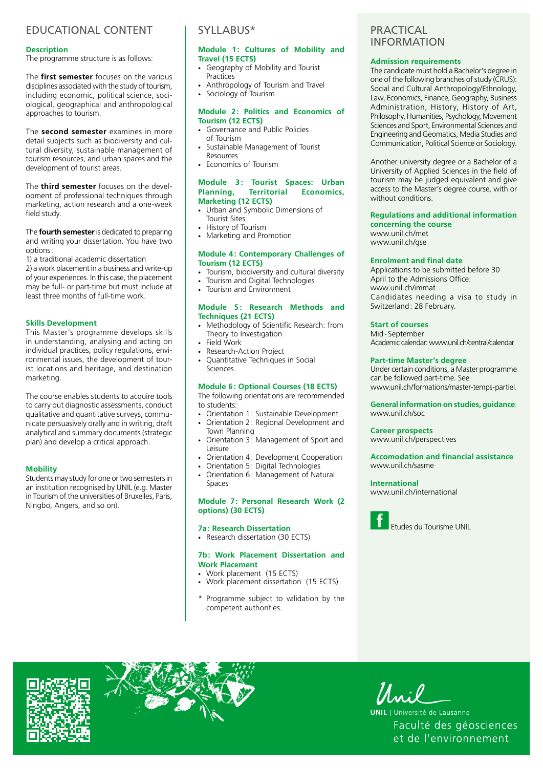## EDUCATIONAL CONTENT

### Description

The programme structure is as follows:

The **first semester** focuses on the various disciplines associated with the study of tourism, including economic, political science, sociological, geographical and anthropological approaches to tourism.

The **second semester** examines in more detail subjects such as biodiversity and cultural diversity, sustainable management of tourism resources, and urban spaces and the development of tourist areas.

The **third semester** focuses on the development of professional techniques through marketing, action research and a one-week field study.

The **fourth semester** is dedicated to preparing and writing your dissertation. You have two options:
1) a traditional academic dissertation
2) a work placement in a business and write-up of your experiences. In this case, the placement may be full- or part-time but must include at least three months of full-time work.

### Skills Development

This Master's programme develops skills in understanding, analysing and acting on individual practices, policy regulations, environmental issues, the development of tourist locations and heritage, and destination marketing.

The course enables students to acquire tools to carry out diagnostic assessments, conduct qualitative and quantitative surveys, communicate persuasively orally and in writing, draft analytical and summary documents (strategic plan) and develop a critical approach.

### Mobility

Students may study for one or two semesters in an institution recognised by UNIL (e.g. Master in Tourism of the universities of Bruxelles, Paris, Ningbo, Angers, and so on).

## SYLLABUS*

### Module 1: Cultures of Mobility and Travel (15 ECTS)

- Geography of Mobility and Tourist Practices
- Anthropology of Tourism and Travel
- Sociology of Tourism

### Module 2: Politics and Economics of Tourism (12 ECTS)

- Governance and Public Policies of Tourism
- Sustainable Management of Tourist Resources
- Economics of Tourism

### Module 3: Tourist Spaces: Urban Planning, Territorial Economics, Marketing (12 ECTS)

- Urban and Symbolic Dimensions of Tourist Sites
- History of Tourism
- Marketing and Promotion

### Module 4: Contemporary Challenges of Tourism (12 ECTS)

- Tourism, biodiversity and cultural diversity
- Tourism and Digital Technologies
- Tourism and Environment

### Module 5: Research Methods and Techniques (21 ECTS)

- Methodology of Scientific Research: from Theory to Investigation
- Field Work
- Research-Action Project
- Quantitative Techniques in Social Sciences

### Module 6: Optional Courses (18 ECTS)

The following orientations are recommended to students:

- Orientation 1: Sustainable Development
- Orientation 2: Regional Development and Town Planning
- Orientation 3: Management of Sport and Leisure
- Orientation 4: Development Cooperation
- Orientation 5: Digital Technologies
- Orientation 6: Management of Natural Spaces

### Module 7: Personal Research Work (2 options) (30 ECTS)

#### 7a: Research Dissertation

- Research dissertation (30 ECTS)

#### 7b: Work Placement Dissertation and Work Placement

- Work placement (15 ECTS)
- Work placement dissertation (15 ECTS)

\* Programme subject to validation by the competent authorities.

## PRACTICAL INFORMATION

### Admission requirements

The candidate must hold a Bachelor's degree in one of the following branches of study (CRUS): Social and Cultural Anthropology/Ethnology, Law, Economics, Finance, Geography, Business Administration, History, History of Art, Philosophy, Humanities, Psychology, Movement Sciences and Sport, Environmental Sciences and Engineering and Geomatics, Media Studies and Communication, Political Science or Sociology.

Another university degree or a Bachelor of a University of Applied Sciences in the field of tourism may be judged equivalent and give access to the Master's degree course, with or without conditions.

### Regulations and additional information concerning the course

www.unil.ch/met
www.unil.ch/gse

### Enrolment and final date

Applications to be submitted before 30 April to the Admissions Office:
www.unil.ch/immat
Candidates needing a visa to study in Switzerland: 28 February.

### Start of courses

Mid-September
Academic calendar: www.unil.ch/central/calendar

### Part-time Master's degree

Under certain conditions, a Master programme can be followed part-time. See www.unil.ch/formations/master-temps-partiel.

### General information on studies, guidance:

www.unil.ch/soc

### Career prospects

www.unil.ch/perspectives

### Accomodation and financial assistance

www.unil.ch/sasme

### International

www.unil.ch/international

Etudes du Tourisme UNIL

UNIL | Université de Lausanne
Faculté des géosciences et de l'environnement